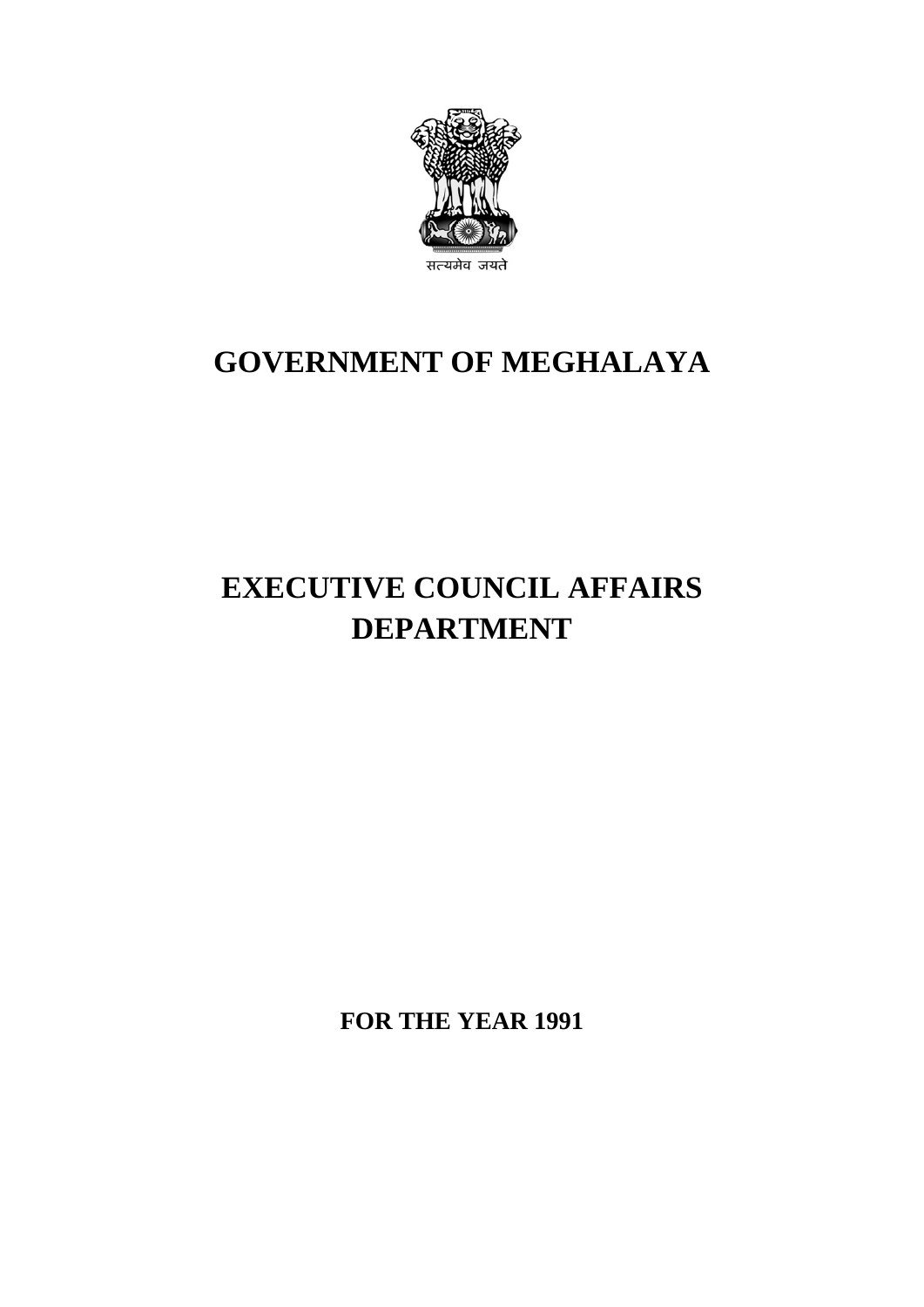सत्यमेव जयते

# GOVERNMENT OF MEGHALAYA

# EXECUTIVE COUNCIL AFFAIRS DEPARTMENT

**FOR THE YEAR 1991**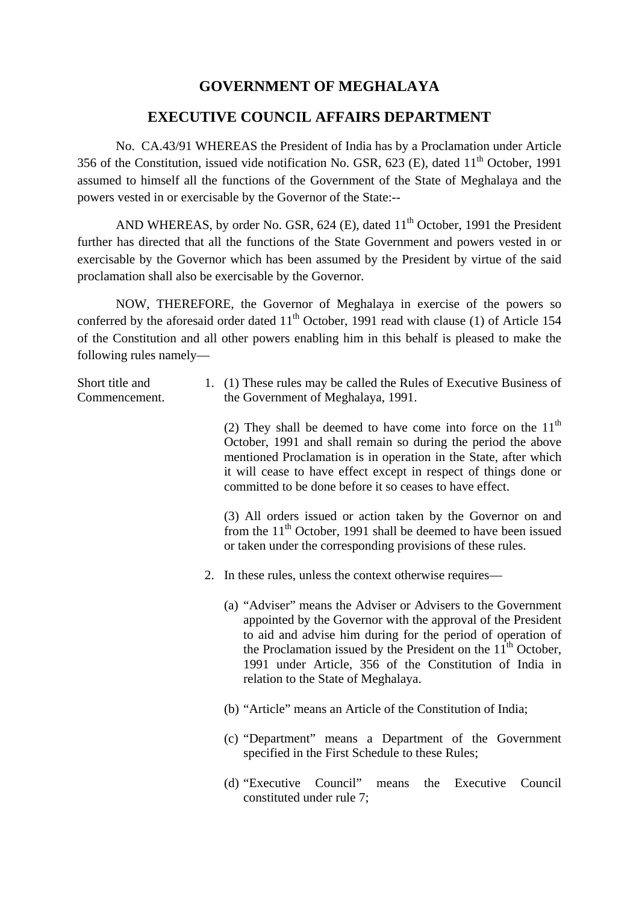# GOVERNMENT OF MEGHALAYA

## EXECUTIVE COUNCIL AFFAIRS DEPARTMENT

No. CA.43/91 WHEREAS the President of India has by a Proclamation under Article 356 of the Constitution, issued vide notification No. GSR, 623 (E), dated 11th October, 1991 assumed to himself all the functions of the Government of the State of Meghalaya and the powers vested in or exercisable by the Governor of the State:--

AND WHEREAS, by order No. GSR, 624 (E), dated 11th October, 1991 the President further has directed that all the functions of the State Government and powers vested in or exercisable by the Governor which has been assumed by the President by virtue of the said proclamation shall also be exercisable by the Governor.

NOW, THEREFORE, the Governor of Meghalaya in exercise of the powers so conferred by the aforesaid order dated 11th October, 1991 read with clause (1) of Article 154 of the Constitution and all other powers enabling him in this behalf is pleased to make the following rules namely—

Short title and Commencement.

1. (1) These rules may be called the Rules of Executive Business of the Government of Meghalaya, 1991.

   (2) They shall be deemed to have come into force on the 11th October, 1991 and shall remain so during the period the above mentioned Proclamation is in operation in the State, after which it will cease to have effect except in respect of things done or committed to be done before it so ceases to have effect.

   (3) All orders issued or action taken by the Governor on and from the 11th October, 1991 shall be deemed to have been issued or taken under the corresponding provisions of these rules.

2. In these rules, unless the context otherwise requires—

   (a) "Adviser" means the Adviser or Advisers to the Government appointed by the Governor with the approval of the President to aid and advise him during for the period of operation of the Proclamation issued by the President on the 11th October, 1991 under Article, 356 of the Constitution of India in relation to the State of Meghalaya.

   (b) "Article" means an Article of the Constitution of India;

   (c) "Department" means a Department of the Government specified in the First Schedule to these Rules;

   (d) "Executive Council" means the Executive Council constituted under rule 7;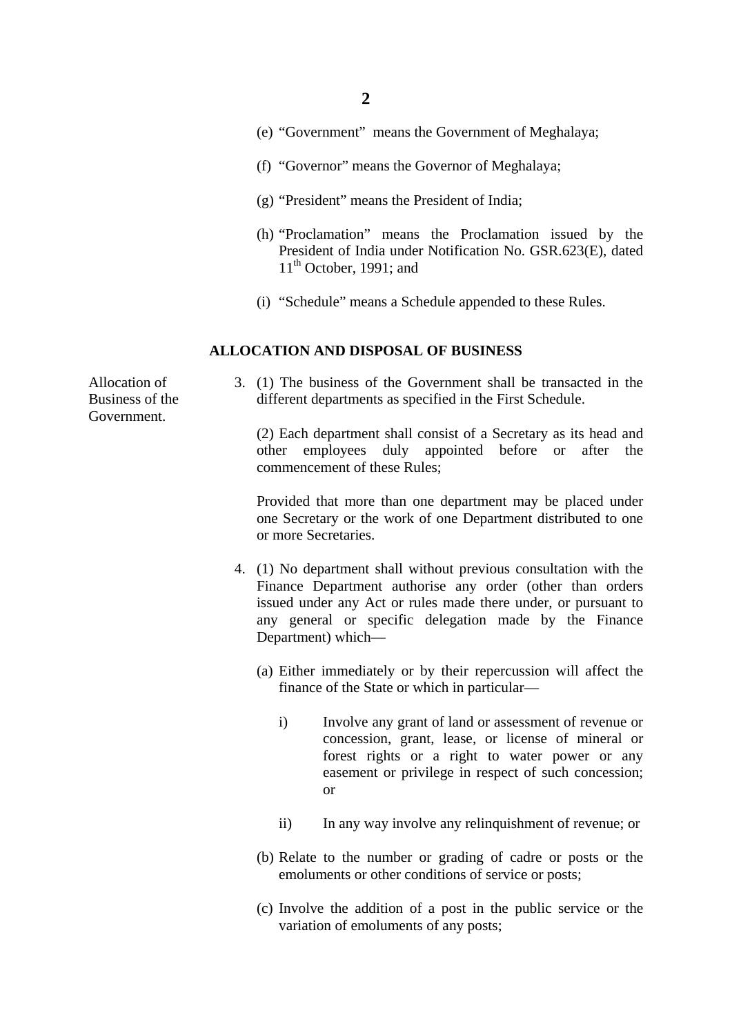(e) "Government" means the Government of Meghalaya;

(f) "Governor" means the Governor of Meghalaya;

(g) "President" means the President of India;

(h) "Proclamation" means the Proclamation issued by the President of India under Notification No. GSR.623(E), dated 11th October, 1991; and

(i) "Schedule" means a Schedule appended to these Rules.

## ALLOCATION AND DISPOSAL OF BUSINESS

*Allocation of Business of the Government.*

3. (1) The business of the Government shall be transacted in the different departments as specified in the First Schedule.

   (2) Each department shall consist of a Secretary as its head and other employees duly appointed before or after the commencement of these Rules;

   Provided that more than one department may be placed under one Secretary or the work of one Department distributed to one or more Secretaries.

4. (1) No department shall without previous consultation with the Finance Department authorise any order (other than orders issued under any Act or rules made there under, or pursuant to any general or specific delegation made by the Finance Department) which—

   (a) Either immediately or by their repercussion will affect the finance of the State or which in particular—

      i) Involve any grant of land or assessment of revenue or concession, grant, lease, or license of mineral or forest rights or a right to water power or any easement or privilege in respect of such concession; or

      ii) In any way involve any relinquishment of revenue; or

   (b) Relate to the number or grading of cadre or posts or the emoluments or other conditions of service or posts;

   (c) Involve the addition of a post in the public service or the variation of emoluments of any posts;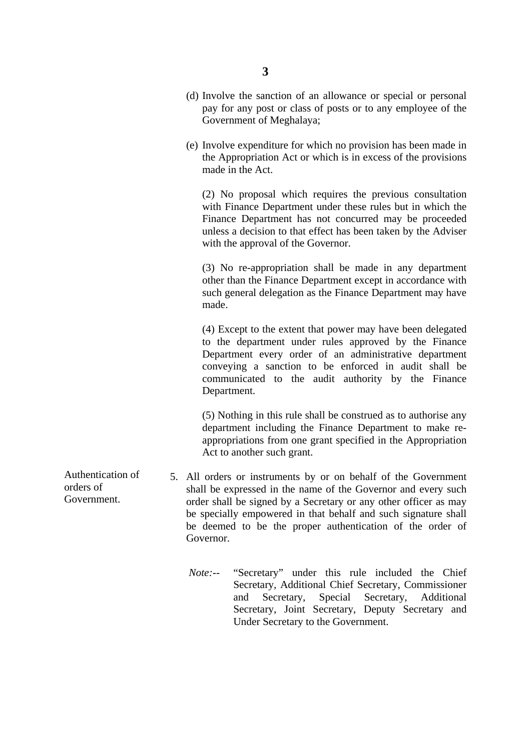(d) Involve the sanction of an allowance or special or personal pay for any post or class of posts or to any employee of the Government of Meghalaya;

(e) Involve expenditure for which no provision has been made in the Appropriation Act or which is in excess of the provisions made in the Act.

(2) No proposal which requires the previous consultation with Finance Department under these rules but in which the Finance Department has not concurred may be proceeded unless a decision to that effect has been taken by the Adviser with the approval of the Governor.

(3) No re-appropriation shall be made in any department other than the Finance Department except in accordance with such general delegation as the Finance Department may have made.

(4) Except to the extent that power may have been delegated to the department under rules approved by the Finance Department every order of an administrative department conveying a sanction to be enforced in audit shall be communicated to the audit authority by the Finance Department.

(5) Nothing in this rule shall be construed as to authorise any department including the Finance Department to make re-appropriations from one grant specified in the Appropriation Act to another such grant.

**Authentication of orders of Government.**

5. All orders or instruments by or on behalf of the Government shall be expressed in the name of the Governor and every such order shall be signed by a Secretary or any other officer as may be specially empowered in that behalf and such signature shall be deemed to be the proper authentication of the order of Governor.

*Note:*-- "Secretary" under this rule included the Chief Secretary, Additional Chief Secretary, Commissioner and Secretary, Special Secretary, Additional Secretary, Joint Secretary, Deputy Secretary and Under Secretary to the Government.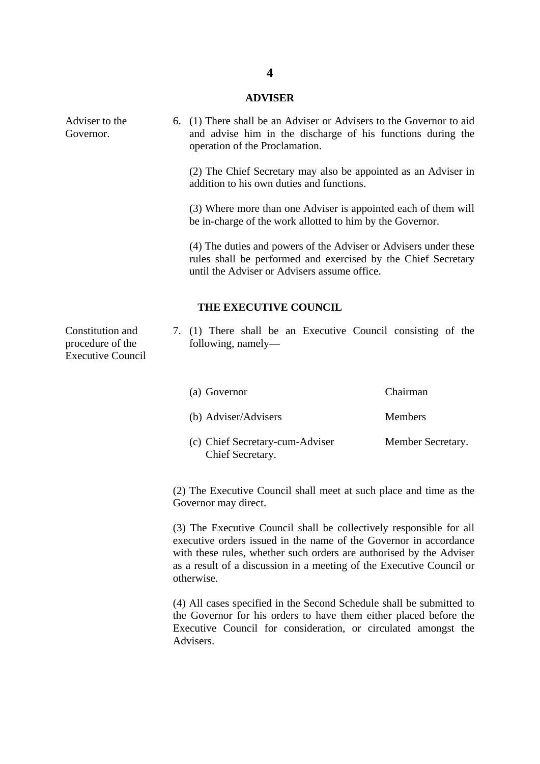## ADVISER

**Adviser to the Governor.**

6. (1) There shall be an Adviser or Advisers to the Governor to aid and advise him in the discharge of his functions during the operation of the Proclamation.

   (2) The Chief Secretary may also be appointed as an Adviser in addition to his own duties and functions.

   (3) Where more than one Adviser is appointed each of them will be in-charge of the work allotted to him by the Governor.

   (4) The duties and powers of the Adviser or Advisers under these rules shall be performed and exercised by the Chief Secretary until the Adviser or Advisers assume office.

## THE EXECUTIVE COUNCIL

**Constitution and procedure of the Executive Council**

7. (1) There shall be an Executive Council consisting of the following, namely—

| | |
|---|---|
| (a) Governor | Chairman |
| (b) Adviser/Advisers | Members |
| (c) Chief Secretary-cum-Adviser Chief Secretary. | Member Secretary. |

(2) The Executive Council shall meet at such place and time as the Governor may direct.

(3) The Executive Council shall be collectively responsible for all executive orders issued in the name of the Governor in accordance with these rules, whether such orders are authorised by the Adviser as a result of a discussion in a meeting of the Executive Council or otherwise.

(4) All cases specified in the Second Schedule shall be submitted to the Governor for his orders to have them either placed before the Executive Council for consideration, or circulated amongst the Advisers.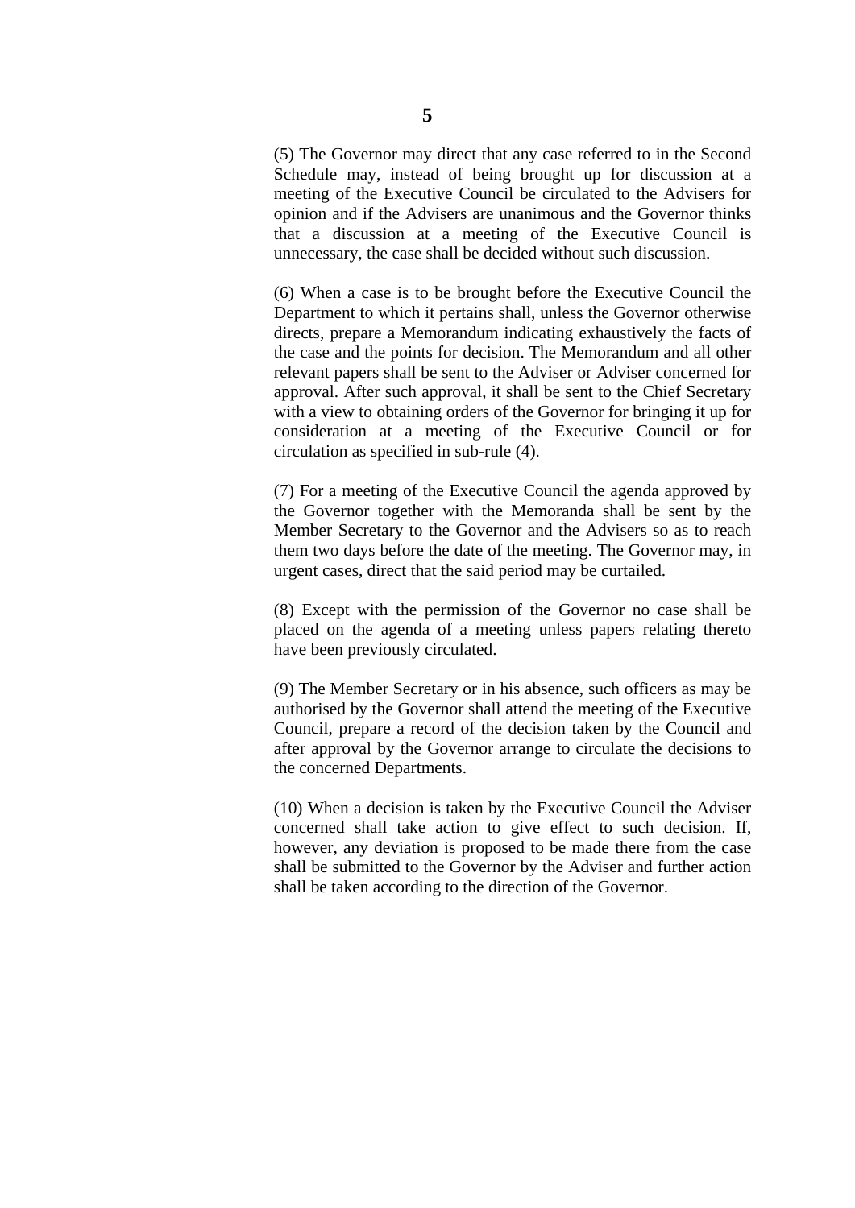(5) The Governor may direct that any case referred to in the Second Schedule may, instead of being brought up for discussion at a meeting of the Executive Council be circulated to the Advisers for opinion and if the Advisers are unanimous and the Governor thinks that a discussion at a meeting of the Executive Council is unnecessary, the case shall be decided without such discussion.

(6) When a case is to be brought before the Executive Council the Department to which it pertains shall, unless the Governor otherwise directs, prepare a Memorandum indicating exhaustively the facts of the case and the points for decision. The Memorandum and all other relevant papers shall be sent to the Adviser or Adviser concerned for approval. After such approval, it shall be sent to the Chief Secretary with a view to obtaining orders of the Governor for bringing it up for consideration at a meeting of the Executive Council or for circulation as specified in sub-rule (4).

(7) For a meeting of the Executive Council the agenda approved by the Governor together with the Memoranda shall be sent by the Member Secretary to the Governor and the Advisers so as to reach them two days before the date of the meeting. The Governor may, in urgent cases, direct that the said period may be curtailed.

(8) Except with the permission of the Governor no case shall be placed on the agenda of a meeting unless papers relating thereto have been previously circulated.

(9) The Member Secretary or in his absence, such officers as may be authorised by the Governor shall attend the meeting of the Executive Council, prepare a record of the decision taken by the Council and after approval by the Governor arrange to circulate the decisions to the concerned Departments.

(10) When a decision is taken by the Executive Council the Adviser concerned shall take action to give effect to such decision. If, however, any deviation is proposed to be made there from the case shall be submitted to the Governor by the Adviser and further action shall be taken according to the direction of the Governor.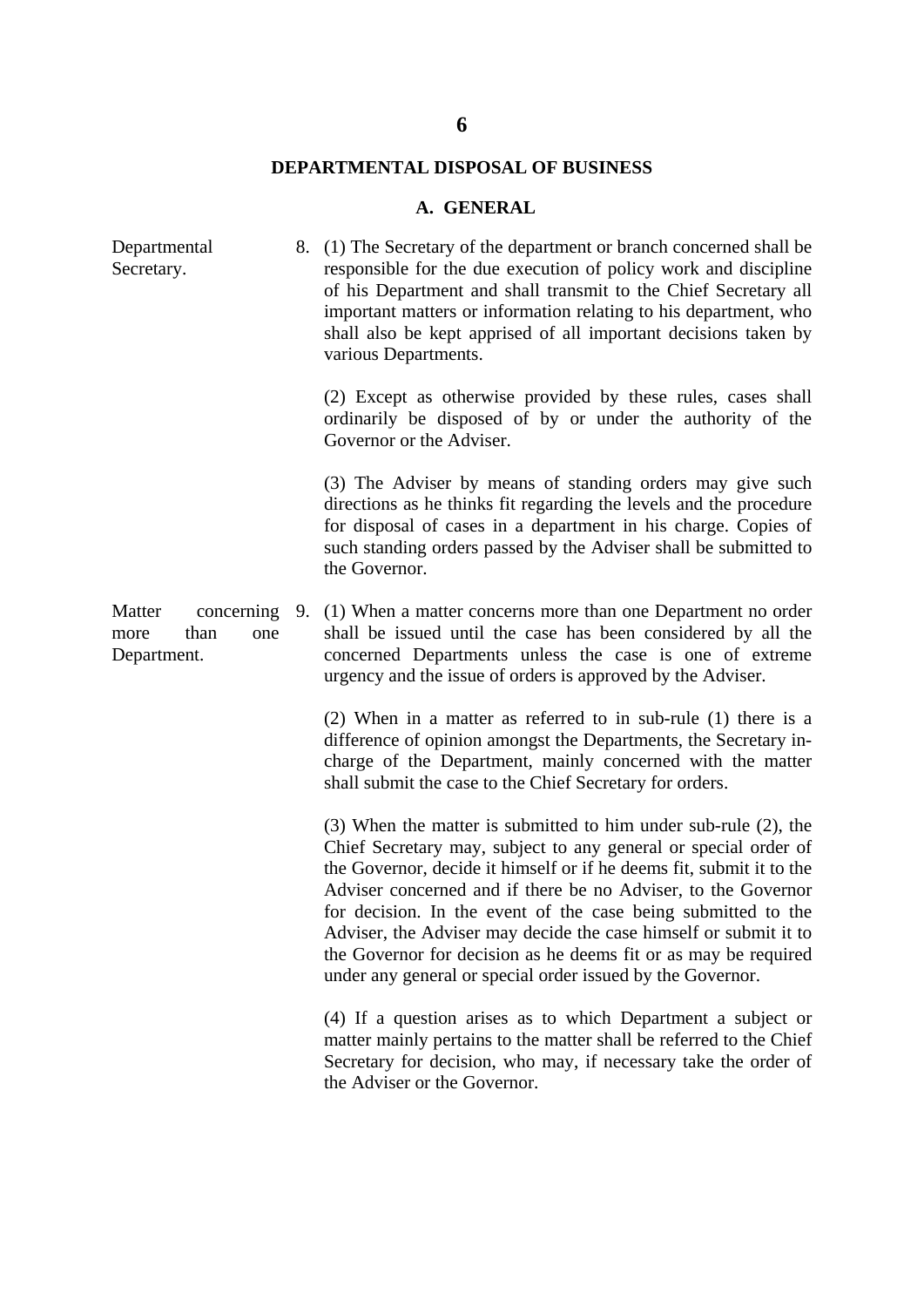## 6

## DEPARTMENTAL DISPOSAL OF BUSINESS

### A. GENERAL

Departmental Secretary.

8. (1) The Secretary of the department or branch concerned shall be responsible for the due execution of policy work and discipline of his Department and shall transmit to the Chief Secretary all important matters or information relating to his department, who shall also be kept apprised of all important decisions taken by various Departments.

(2) Except as otherwise provided by these rules, cases shall ordinarily be disposed of by or under the authority of the Governor or the Adviser.

(3) The Adviser by means of standing orders may give such directions as he thinks fit regarding the levels and the procedure for disposal of cases in a department in his charge. Copies of such standing orders passed by the Adviser shall be submitted to the Governor.

Matter concerning more than one Department.

9. (1) When a matter concerns more than one Department no order shall be issued until the case has been considered by all the concerned Departments unless the case is one of extreme urgency and the issue of orders is approved by the Adviser.

(2) When in a matter as referred to in sub-rule (1) there is a difference of opinion amongst the Departments, the Secretary in-charge of the Department, mainly concerned with the matter shall submit the case to the Chief Secretary for orders.

(3) When the matter is submitted to him under sub-rule (2), the Chief Secretary may, subject to any general or special order of the Governor, decide it himself or if he deems fit, submit it to the Adviser concerned and if there be no Adviser, to the Governor for decision. In the event of the case being submitted to the Adviser, the Adviser may decide the case himself or submit it to the Governor for decision as he deems fit or as may be required under any general or special order issued by the Governor.

(4) If a question arises as to which Department a subject or matter mainly pertains to the matter shall be referred to the Chief Secretary for decision, who may, if necessary take the order of the Adviser or the Governor.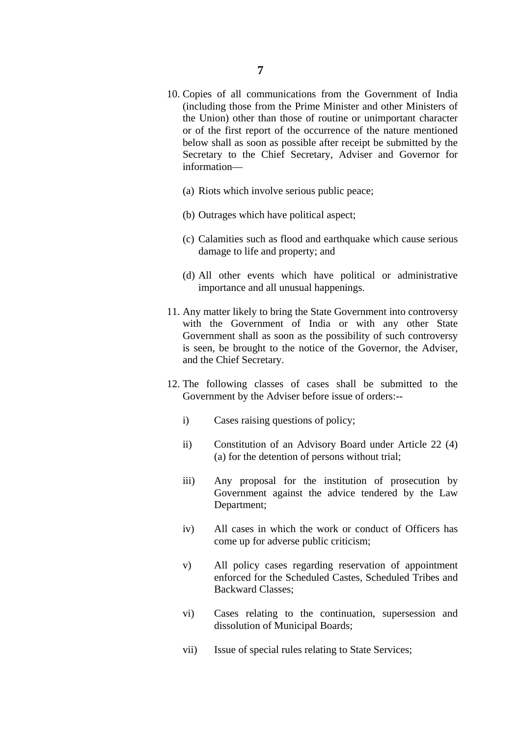10. Copies of all communications from the Government of India (including those from the Prime Minister and other Ministers of the Union) other than those of routine or unimportant character or of the first report of the occurrence of the nature mentioned below shall as soon as possible after receipt be submitted by the Secretary to the Chief Secretary, Adviser and Governor for information—

    (a) Riots which involve serious public peace;

    (b) Outrages which have political aspect;

    (c) Calamities such as flood and earthquake which cause serious damage to life and property; and

    (d) All other events which have political or administrative importance and all unusual happenings.

11. Any matter likely to bring the State Government into controversy with the Government of India or with any other State Government shall as soon as the possibility of such controversy is seen, be brought to the notice of the Governor, the Adviser, and the Chief Secretary.

12. The following classes of cases shall be submitted to the Government by the Adviser before issue of orders:--

    i) Cases raising questions of policy;

    ii) Constitution of an Advisory Board under Article 22 (4) (a) for the detention of persons without trial;

    iii) Any proposal for the institution of prosecution by Government against the advice tendered by the Law Department;

    iv) All cases in which the work or conduct of Officers has come up for adverse public criticism;

    v) All policy cases regarding reservation of appointment enforced for the Scheduled Castes, Scheduled Tribes and Backward Classes;

    vi) Cases relating to the continuation, supersession and dissolution of Municipal Boards;

    vii) Issue of special rules relating to State Services;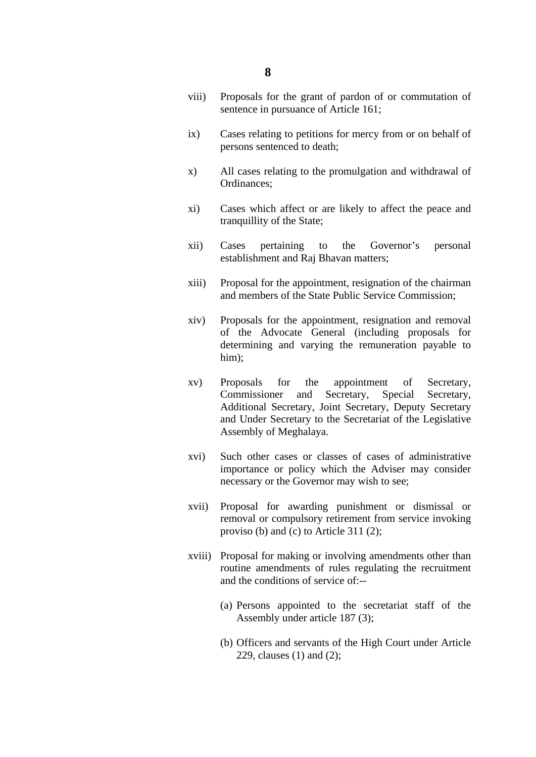viii) Proposals for the grant of pardon of or commutation of sentence in pursuance of Article 161;

ix) Cases relating to petitions for mercy from or on behalf of persons sentenced to death;

x) All cases relating to the promulgation and withdrawal of Ordinances;

xi) Cases which affect or are likely to affect the peace and tranquillity of the State;

xii) Cases pertaining to the Governor's personal establishment and Raj Bhavan matters;

xiii) Proposal for the appointment, resignation of the chairman and members of the State Public Service Commission;

xiv) Proposals for the appointment, resignation and removal of the Advocate General (including proposals for determining and varying the remuneration payable to him);

xv) Proposals for the appointment of Secretary, Commissioner and Secretary, Special Secretary, Additional Secretary, Joint Secretary, Deputy Secretary and Under Secretary to the Secretariat of the Legislative Assembly of Meghalaya.

xvi) Such other cases or classes of cases of administrative importance or policy which the Adviser may consider necessary or the Governor may wish to see;

xvii) Proposal for awarding punishment or dismissal or removal or compulsory retirement from service invoking proviso (b) and (c) to Article 311 (2);

xviii) Proposal for making or involving amendments other than routine amendments of rules regulating the recruitment and the conditions of service of:--

(a) Persons appointed to the secretariat staff of the Assembly under article 187 (3);

(b) Officers and servants of the High Court under Article 229, clauses (1) and (2);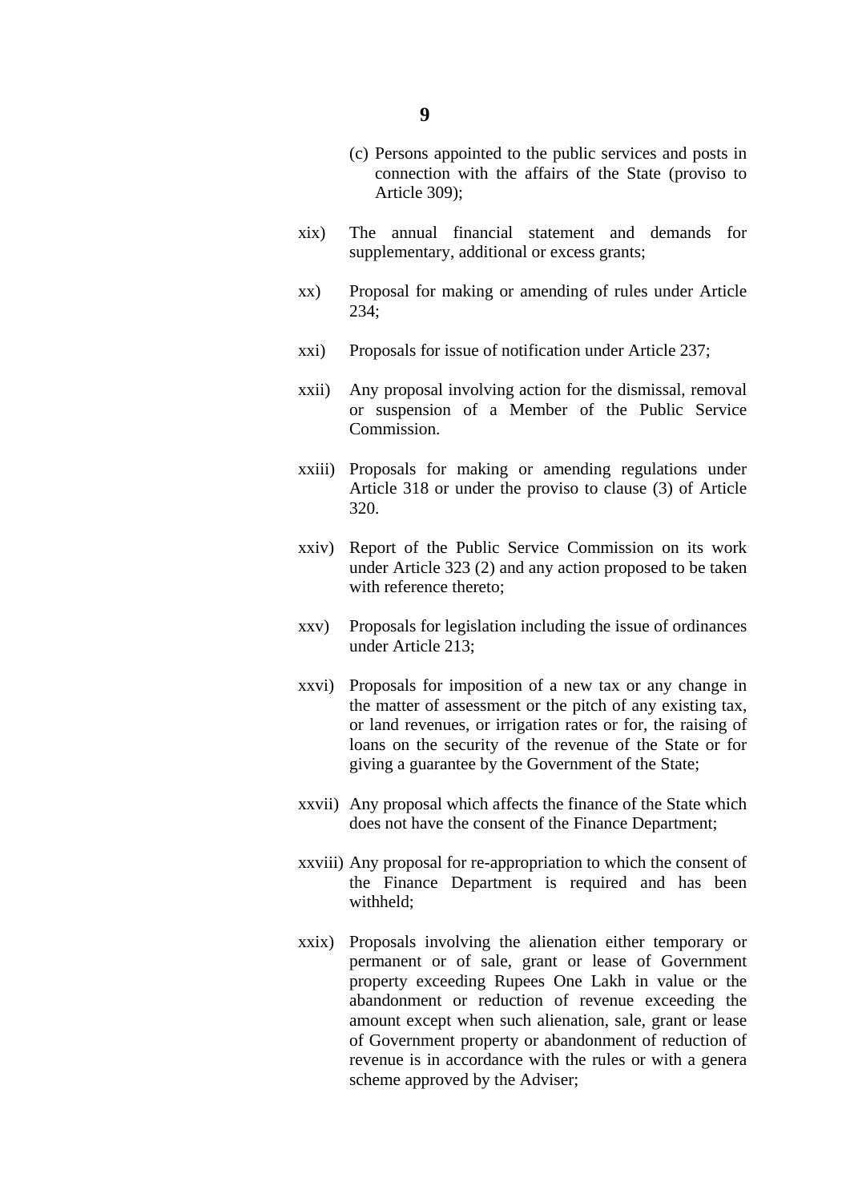(c) Persons appointed to the public services and posts in connection with the affairs of the State (proviso to Article 309);

xix) The annual financial statement and demands for supplementary, additional or excess grants;

xx) Proposal for making or amending of rules under Article 234;

xxi) Proposals for issue of notification under Article 237;

xxii) Any proposal involving action for the dismissal, removal or suspension of a Member of the Public Service Commission.

xxiii) Proposals for making or amending regulations under Article 318 or under the proviso to clause (3) of Article 320.

xxiv) Report of the Public Service Commission on its work under Article 323 (2) and any action proposed to be taken with reference thereto;

xxv) Proposals for legislation including the issue of ordinances under Article 213;

xxvi) Proposals for imposition of a new tax or any change in the matter of assessment or the pitch of any existing tax, or land revenues, or irrigation rates or for, the raising of loans on the security of the revenue of the State or for giving a guarantee by the Government of the State;

xxvii) Any proposal which affects the finance of the State which does not have the consent of the Finance Department;

xxviii) Any proposal for re-appropriation to which the consent of the Finance Department is required and has been withheld;

xxix) Proposals involving the alienation either temporary or permanent or of sale, grant or lease of Government property exceeding Rupees One Lakh in value or the abandonment or reduction of revenue exceeding the amount except when such alienation, sale, grant or lease of Government property or abandonment of reduction of revenue is in accordance with the rules or with a genera scheme approved by the Adviser;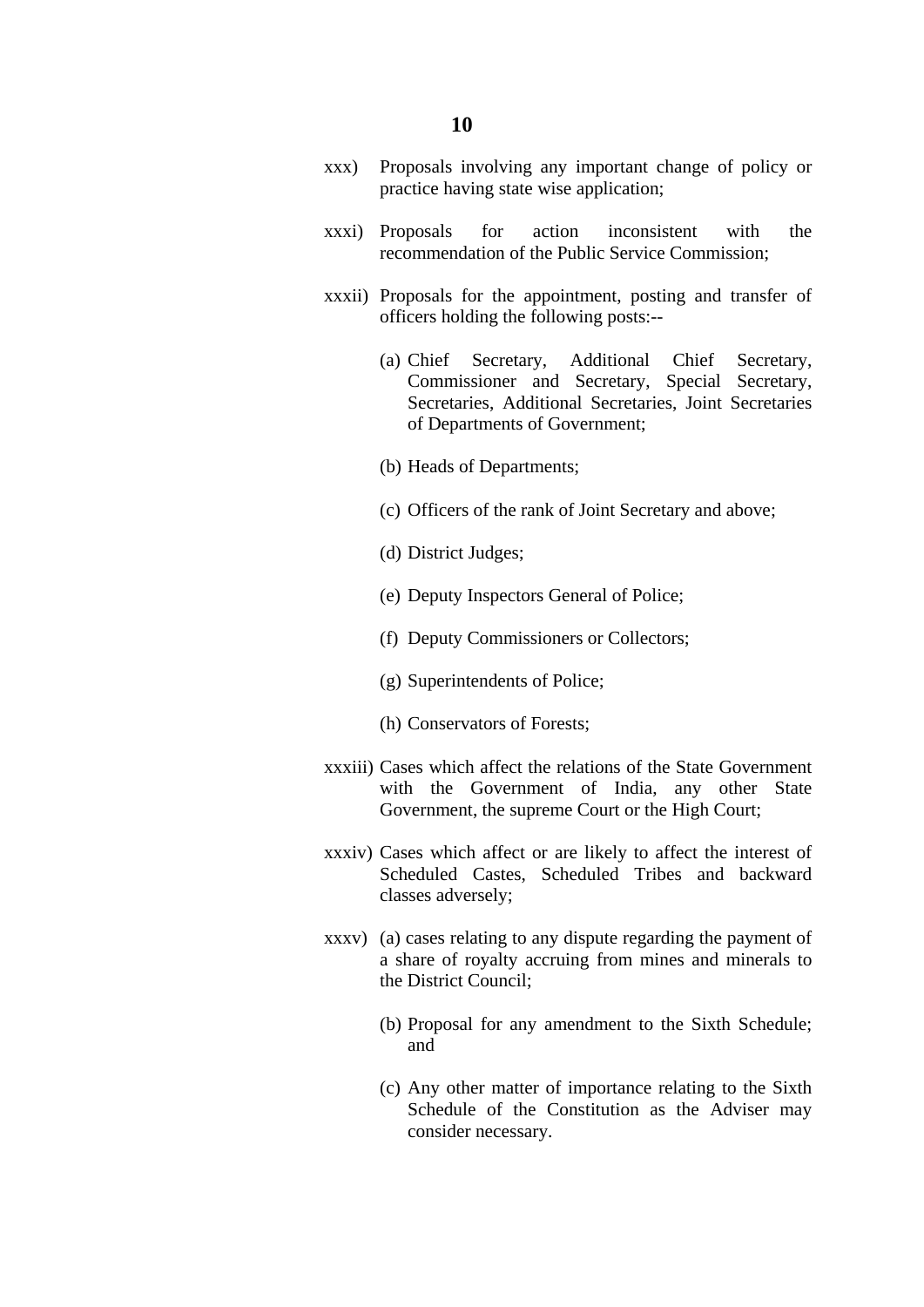xxx) Proposals involving any important change of policy or practice having state wise application;

xxxi) Proposals for action inconsistent with the recommendation of the Public Service Commission;

xxxii) Proposals for the appointment, posting and transfer of officers holding the following posts:--

(a) Chief Secretary, Additional Chief Secretary, Commissioner and Secretary, Special Secretary, Secretaries, Additional Secretaries, Joint Secretaries of Departments of Government;

(b) Heads of Departments;

(c) Officers of the rank of Joint Secretary and above;

(d) District Judges;

(e) Deputy Inspectors General of Police;

(f) Deputy Commissioners or Collectors;

(g) Superintendents of Police;

(h) Conservators of Forests;

xxxiii) Cases which affect the relations of the State Government with the Government of India, any other State Government, the supreme Court or the High Court;

xxxiv) Cases which affect or are likely to affect the interest of Scheduled Castes, Scheduled Tribes and backward classes adversely;

xxxv) (a) cases relating to any dispute regarding the payment of a share of royalty accruing from mines and minerals to the District Council;

(b) Proposal for any amendment to the Sixth Schedule; and

(c) Any other matter of importance relating to the Sixth Schedule of the Constitution as the Adviser may consider necessary.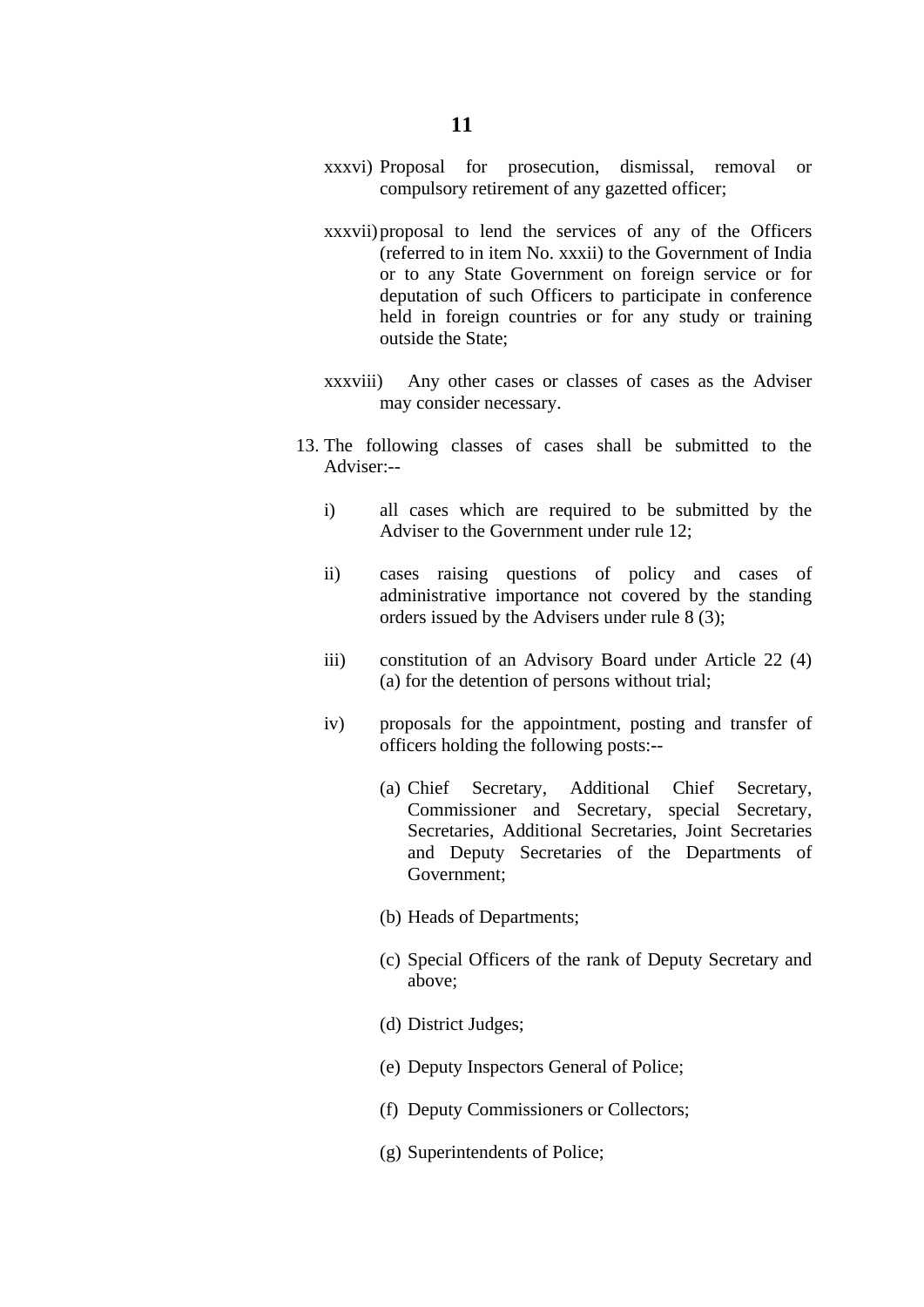xxxvi) Proposal for prosecution, dismissal, removal or compulsory retirement of any gazetted officer;

xxxvii) proposal to lend the services of any of the Officers (referred to in item No. xxxii) to the Government of India or to any State Government on foreign service or for deputation of such Officers to participate in conference held in foreign countries or for any study or training outside the State;

xxxviii) Any other cases or classes of cases as the Adviser may consider necessary.

13. The following classes of cases shall be submitted to the Adviser:--

   i) all cases which are required to be submitted by the Adviser to the Government under rule 12;

   ii) cases raising questions of policy and cases of administrative importance not covered by the standing orders issued by the Advisers under rule 8 (3);

   iii) constitution of an Advisory Board under Article 22 (4) (a) for the detention of persons without trial;

   iv) proposals for the appointment, posting and transfer of officers holding the following posts:--

      (a) Chief Secretary, Additional Chief Secretary, Commissioner and Secretary, special Secretary, Secretaries, Additional Secretaries, Joint Secretaries and Deputy Secretaries of the Departments of Government;

      (b) Heads of Departments;

      (c) Special Officers of the rank of Deputy Secretary and above;

      (d) District Judges;

      (e) Deputy Inspectors General of Police;

      (f) Deputy Commissioners or Collectors;

      (g) Superintendents of Police;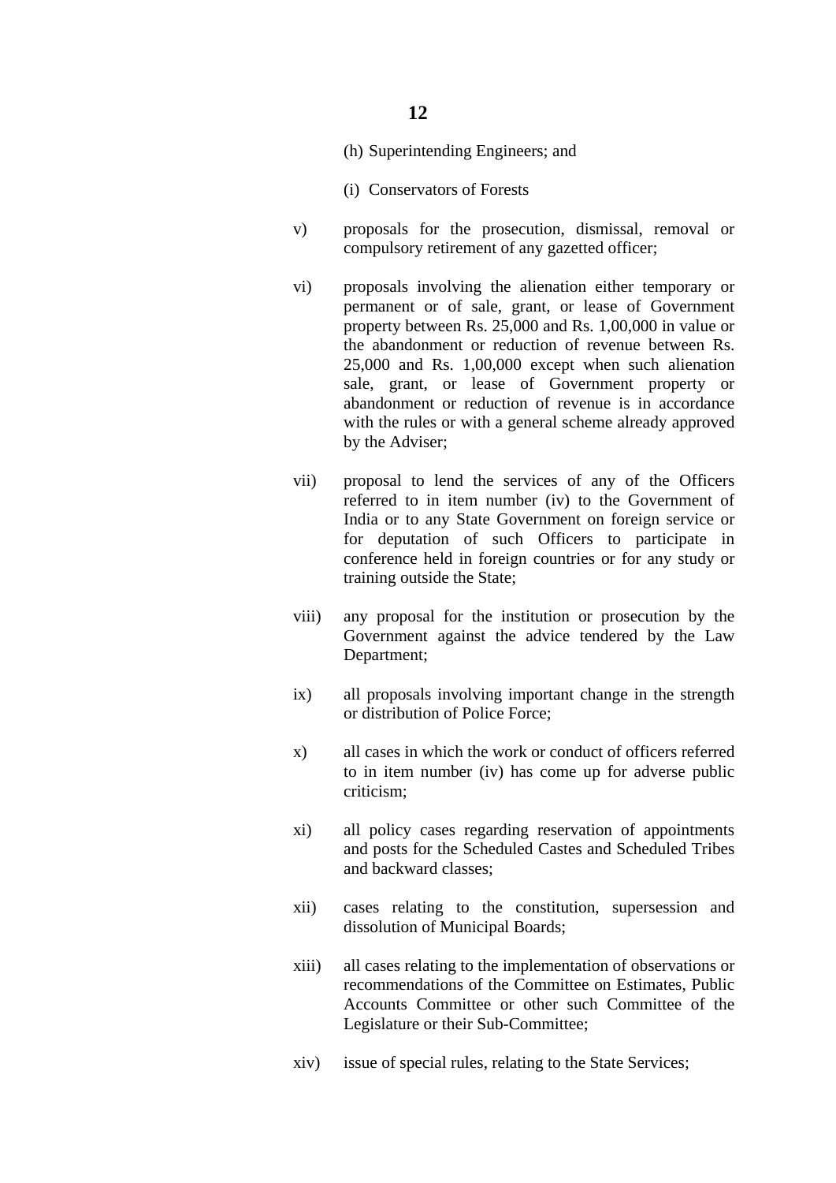(h) Superintending Engineers; and

(i) Conservators of Forests

v) proposals for the prosecution, dismissal, removal or compulsory retirement of any gazetted officer;

vi) proposals involving the alienation either temporary or permanent or of sale, grant, or lease of Government property between Rs. 25,000 and Rs. 1,00,000 in value or the abandonment or reduction of revenue between Rs. 25,000 and Rs. 1,00,000 except when such alienation sale, grant, or lease of Government property or abandonment or reduction of revenue is in accordance with the rules or with a general scheme already approved by the Adviser;

vii) proposal to lend the services of any of the Officers referred to in item number (iv) to the Government of India or to any State Government on foreign service or for deputation of such Officers to participate in conference held in foreign countries or for any study or training outside the State;

viii) any proposal for the institution or prosecution by the Government against the advice tendered by the Law Department;

ix) all proposals involving important change in the strength or distribution of Police Force;

x) all cases in which the work or conduct of officers referred to in item number (iv) has come up for adverse public criticism;

xi) all policy cases regarding reservation of appointments and posts for the Scheduled Castes and Scheduled Tribes and backward classes;

xii) cases relating to the constitution, supersession and dissolution of Municipal Boards;

xiii) all cases relating to the implementation of observations or recommendations of the Committee on Estimates, Public Accounts Committee or other such Committee of the Legislature or their Sub-Committee;

xiv) issue of special rules, relating to the State Services;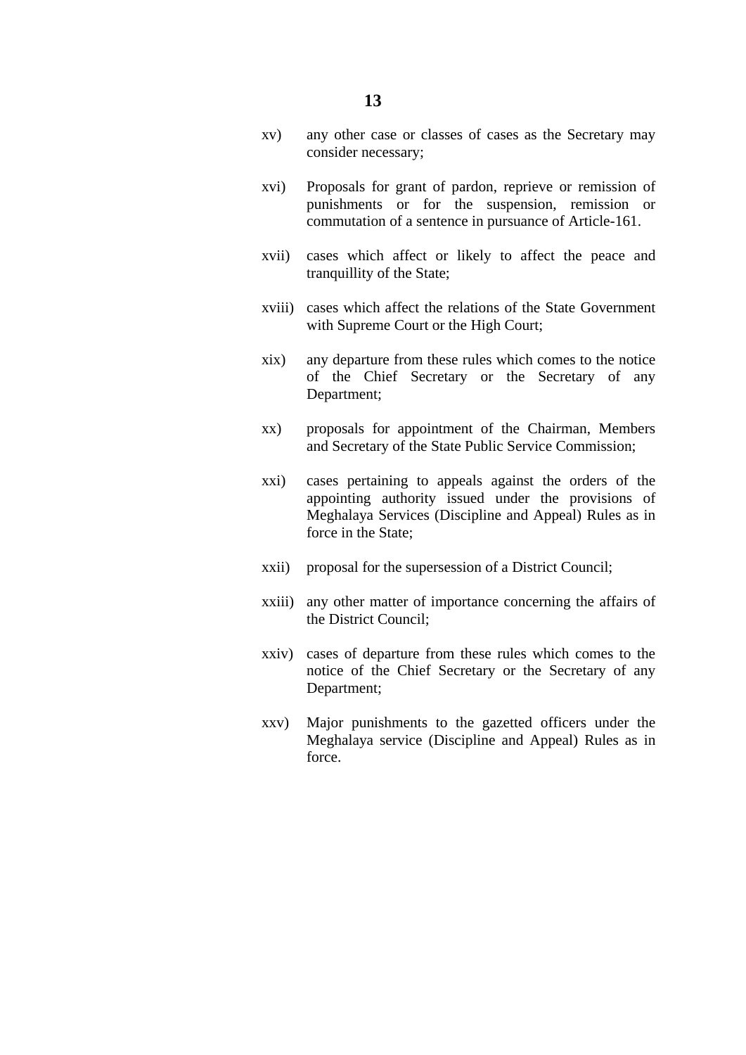xv) any other case or classes of cases as the Secretary may consider necessary;

xvi) Proposals for grant of pardon, reprieve or remission of punishments or for the suspension, remission or commutation of a sentence in pursuance of Article-161.

xvii) cases which affect or likely to affect the peace and tranquillity of the State;

xviii) cases which affect the relations of the State Government with Supreme Court or the High Court;

xix) any departure from these rules which comes to the notice of the Chief Secretary or the Secretary of any Department;

xx) proposals for appointment of the Chairman, Members and Secretary of the State Public Service Commission;

xxi) cases pertaining to appeals against the orders of the appointing authority issued under the provisions of Meghalaya Services (Discipline and Appeal) Rules as in force in the State;

xxii) proposal for the supersession of a District Council;

xxiii) any other matter of importance concerning the affairs of the District Council;

xxiv) cases of departure from these rules which comes to the notice of the Chief Secretary or the Secretary of any Department;

xxv) Major punishments to the gazetted officers under the Meghalaya service (Discipline and Appeal) Rules as in force.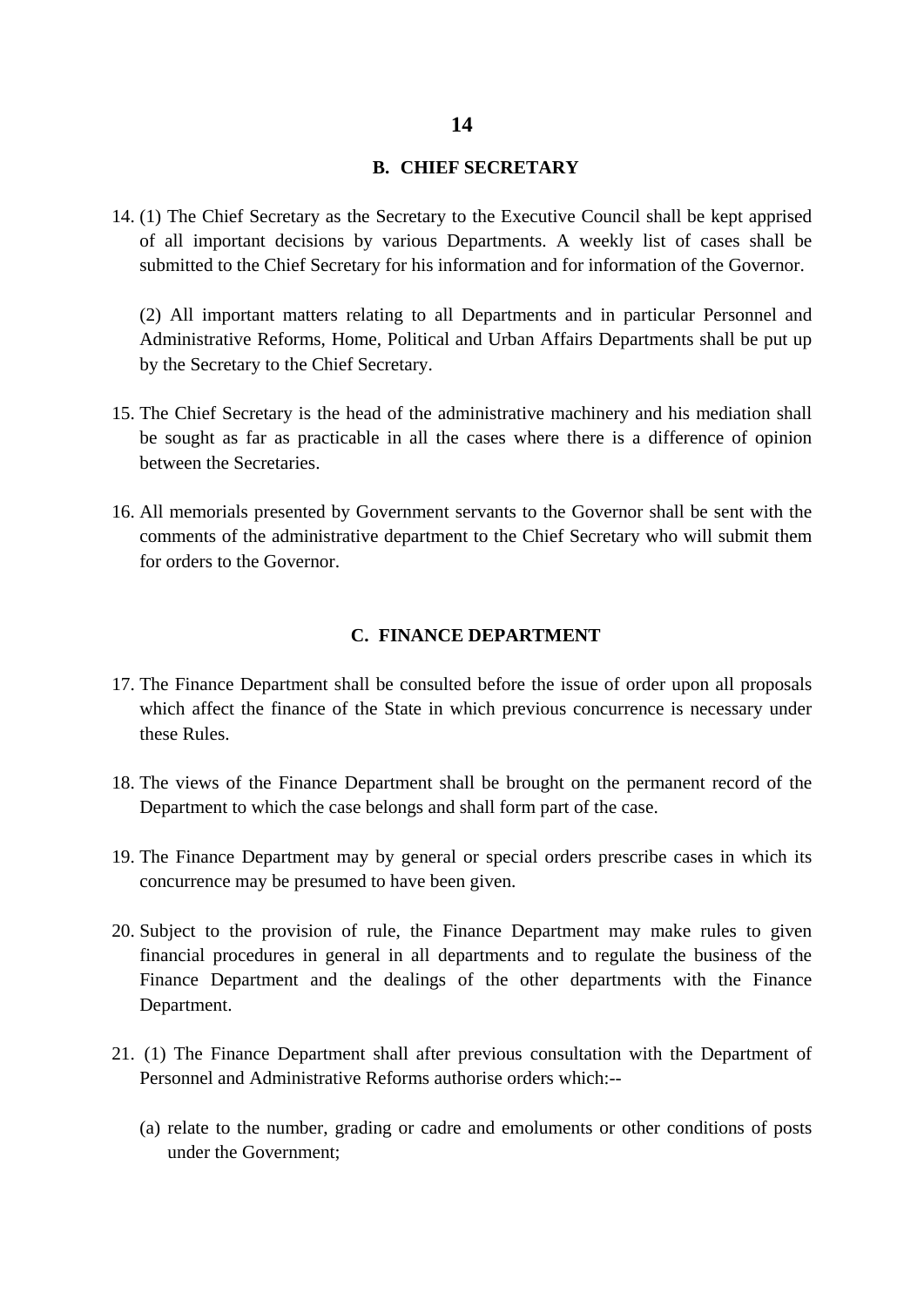## B. CHIEF SECRETARY

14. (1) The Chief Secretary as the Secretary to the Executive Council shall be kept apprised of all important decisions by various Departments. A weekly list of cases shall be submitted to the Chief Secretary for his information and for information of the Governor.

    (2) All important matters relating to all Departments and in particular Personnel and Administrative Reforms, Home, Political and Urban Affairs Departments shall be put up by the Secretary to the Chief Secretary.

15. The Chief Secretary is the head of the administrative machinery and his mediation shall be sought as far as practicable in all the cases where there is a difference of opinion between the Secretaries.

16. All memorials presented by Government servants to the Governor shall be sent with the comments of the administrative department to the Chief Secretary who will submit them for orders to the Governor.

## C. FINANCE DEPARTMENT

17. The Finance Department shall be consulted before the issue of order upon all proposals which affect the finance of the State in which previous concurrence is necessary under these Rules.

18. The views of the Finance Department shall be brought on the permanent record of the Department to which the case belongs and shall form part of the case.

19. The Finance Department may by general or special orders prescribe cases in which its concurrence may be presumed to have been given.

20. Subject to the provision of rule, the Finance Department may make rules to given financial procedures in general in all departments and to regulate the business of the Finance Department and the dealings of the other departments with the Finance Department.

21. (1) The Finance Department shall after previous consultation with the Department of Personnel and Administrative Reforms authorise orders which:--

    (a) relate to the number, grading or cadre and emoluments or other conditions of posts under the Government;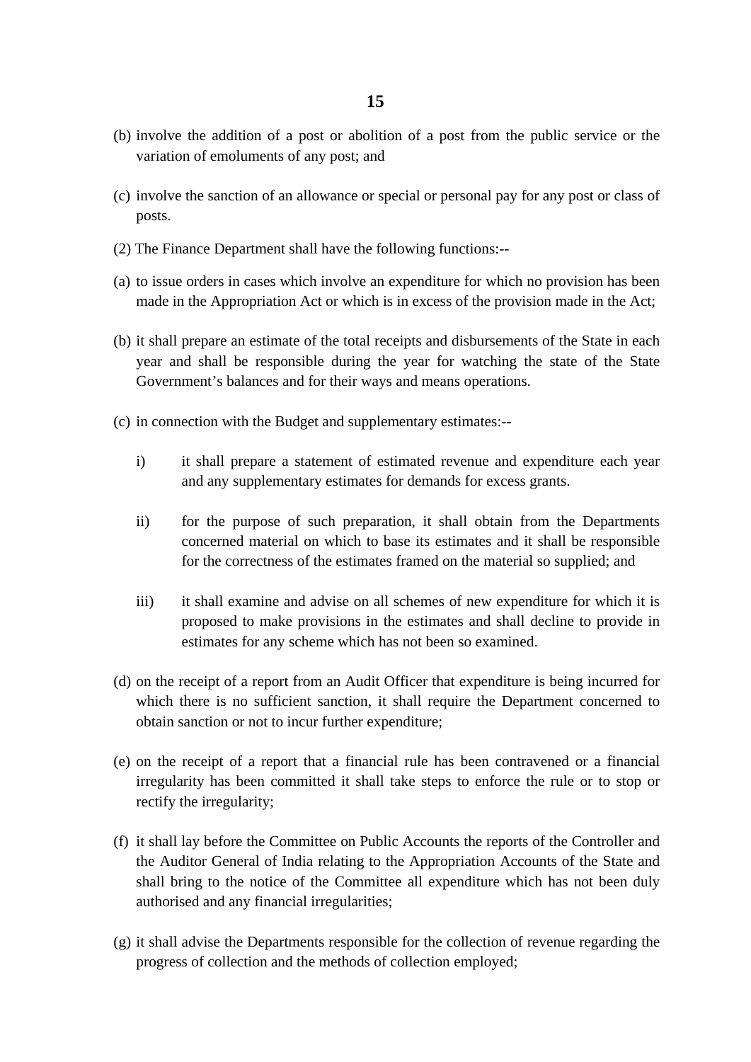(b) involve the addition of a post or abolition of a post from the public service or the variation of emoluments of any post; and

(c) involve the sanction of an allowance or special or personal pay for any post or class of posts.

(2) The Finance Department shall have the following functions:--

(a) to issue orders in cases which involve an expenditure for which no provision has been made in the Appropriation Act or which is in excess of the provision made in the Act;

(b) it shall prepare an estimate of the total receipts and disbursements of the State in each year and shall be responsible during the year for watching the state of the State Government's balances and for their ways and means operations.

(c) in connection with the Budget and supplementary estimates:--

   i) it shall prepare a statement of estimated revenue and expenditure each year and any supplementary estimates for demands for excess grants.

   ii) for the purpose of such preparation, it shall obtain from the Departments concerned material on which to base its estimates and it shall be responsible for the correctness of the estimates framed on the material so supplied; and

   iii) it shall examine and advise on all schemes of new expenditure for which it is proposed to make provisions in the estimates and shall decline to provide in estimates for any scheme which has not been so examined.

(d) on the receipt of a report from an Audit Officer that expenditure is being incurred for which there is no sufficient sanction, it shall require the Department concerned to obtain sanction or not to incur further expenditure;

(e) on the receipt of a report that a financial rule has been contravened or a financial irregularity has been committed it shall take steps to enforce the rule or to stop or rectify the irregularity;

(f) it shall lay before the Committee on Public Accounts the reports of the Controller and the Auditor General of India relating to the Appropriation Accounts of the State and shall bring to the notice of the Committee all expenditure which has not been duly authorised and any financial irregularities;

(g) it shall advise the Departments responsible for the collection of revenue regarding the progress of collection and the methods of collection employed;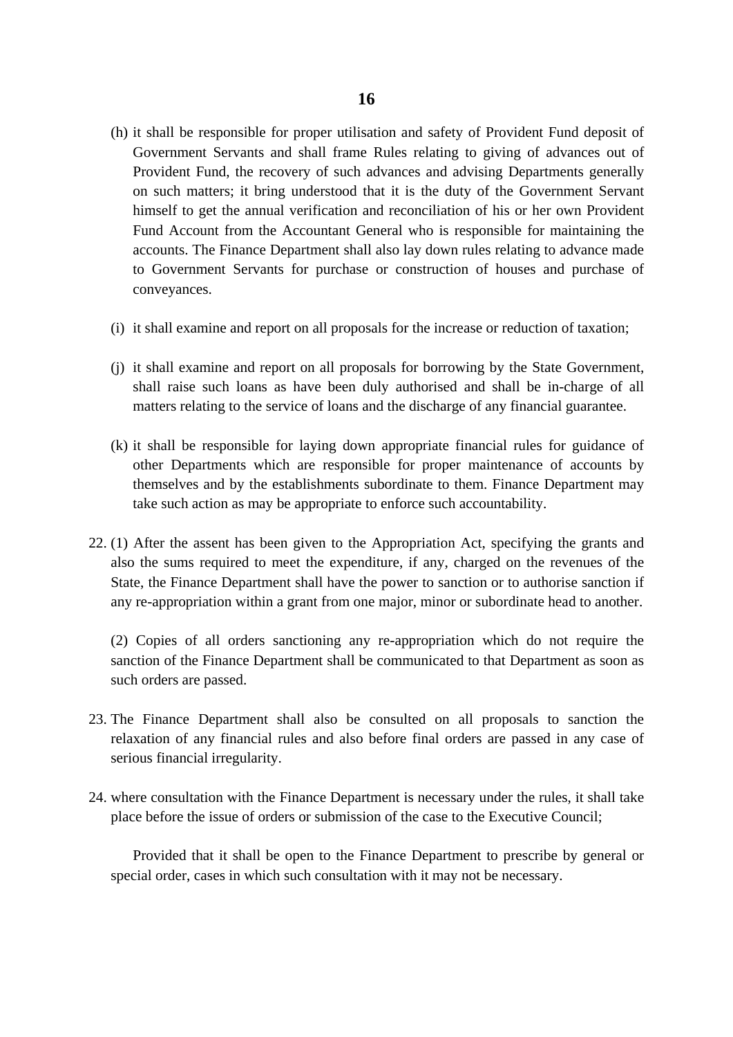(h) it shall be responsible for proper utilisation and safety of Provident Fund deposit of Government Servants and shall frame Rules relating to giving of advances out of Provident Fund, the recovery of such advances and advising Departments generally on such matters; it bring understood that it is the duty of the Government Servant himself to get the annual verification and reconciliation of his or her own Provident Fund Account from the Accountant General who is responsible for maintaining the accounts. The Finance Department shall also lay down rules relating to advance made to Government Servants for purchase or construction of houses and purchase of conveyances.

(i) it shall examine and report on all proposals for the increase or reduction of taxation;

(j) it shall examine and report on all proposals for borrowing by the State Government, shall raise such loans as have been duly authorised and shall be in-charge of all matters relating to the service of loans and the discharge of any financial guarantee.

(k) it shall be responsible for laying down appropriate financial rules for guidance of other Departments which are responsible for proper maintenance of accounts by themselves and by the establishments subordinate to them. Finance Department may take such action as may be appropriate to enforce such accountability.

22. (1) After the assent has been given to the Appropriation Act, specifying the grants and also the sums required to meet the expenditure, if any, charged on the revenues of the State, the Finance Department shall have the power to sanction or to authorise sanction if any re-appropriation within a grant from one major, minor or subordinate head to another.

(2) Copies of all orders sanctioning any re-appropriation which do not require the sanction of the Finance Department shall be communicated to that Department as soon as such orders are passed.

23. The Finance Department shall also be consulted on all proposals to sanction the relaxation of any financial rules and also before final orders are passed in any case of serious financial irregularity.

24. where consultation with the Finance Department is necessary under the rules, it shall take place before the issue of orders or submission of the case to the Executive Council;

Provided that it shall be open to the Finance Department to prescribe by general or special order, cases in which such consultation with it may not be necessary.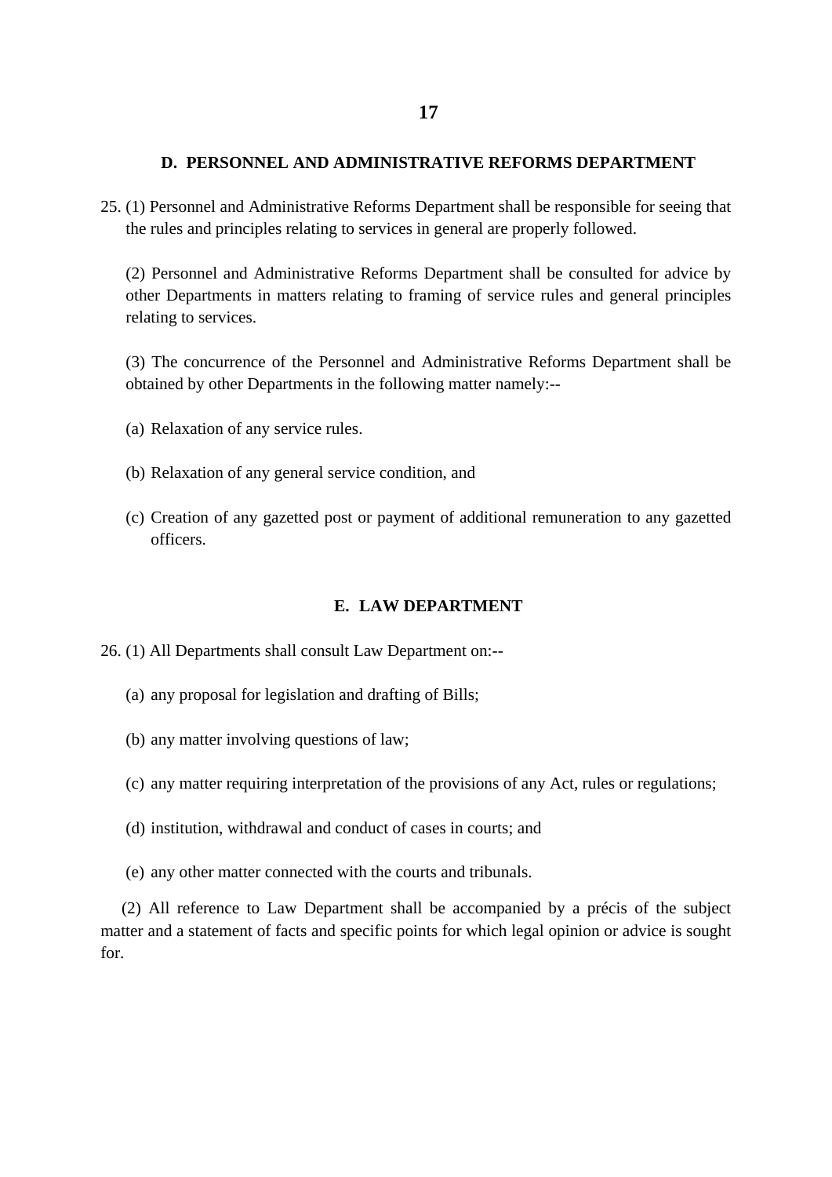## D. PERSONNEL AND ADMINISTRATIVE REFORMS DEPARTMENT

25. (1) Personnel and Administrative Reforms Department shall be responsible for seeing that the rules and principles relating to services in general are properly followed.

(2) Personnel and Administrative Reforms Department shall be consulted for advice by other Departments in matters relating to framing of service rules and general principles relating to services.

(3) The concurrence of the Personnel and Administrative Reforms Department shall be obtained by other Departments in the following matter namely:--

(a) Relaxation of any service rules.

(b) Relaxation of any general service condition, and

(c) Creation of any gazetted post or payment of additional remuneration to any gazetted officers.

## E. LAW DEPARTMENT

26. (1) All Departments shall consult Law Department on:--

(a) any proposal for legislation and drafting of Bills;

(b) any matter involving questions of law;

(c) any matter requiring interpretation of the provisions of any Act, rules or regulations;

(d) institution, withdrawal and conduct of cases in courts; and

(e) any other matter connected with the courts and tribunals.

(2) All reference to Law Department shall be accompanied by a précis of the subject matter and a statement of facts and specific points for which legal opinion or advice is sought for.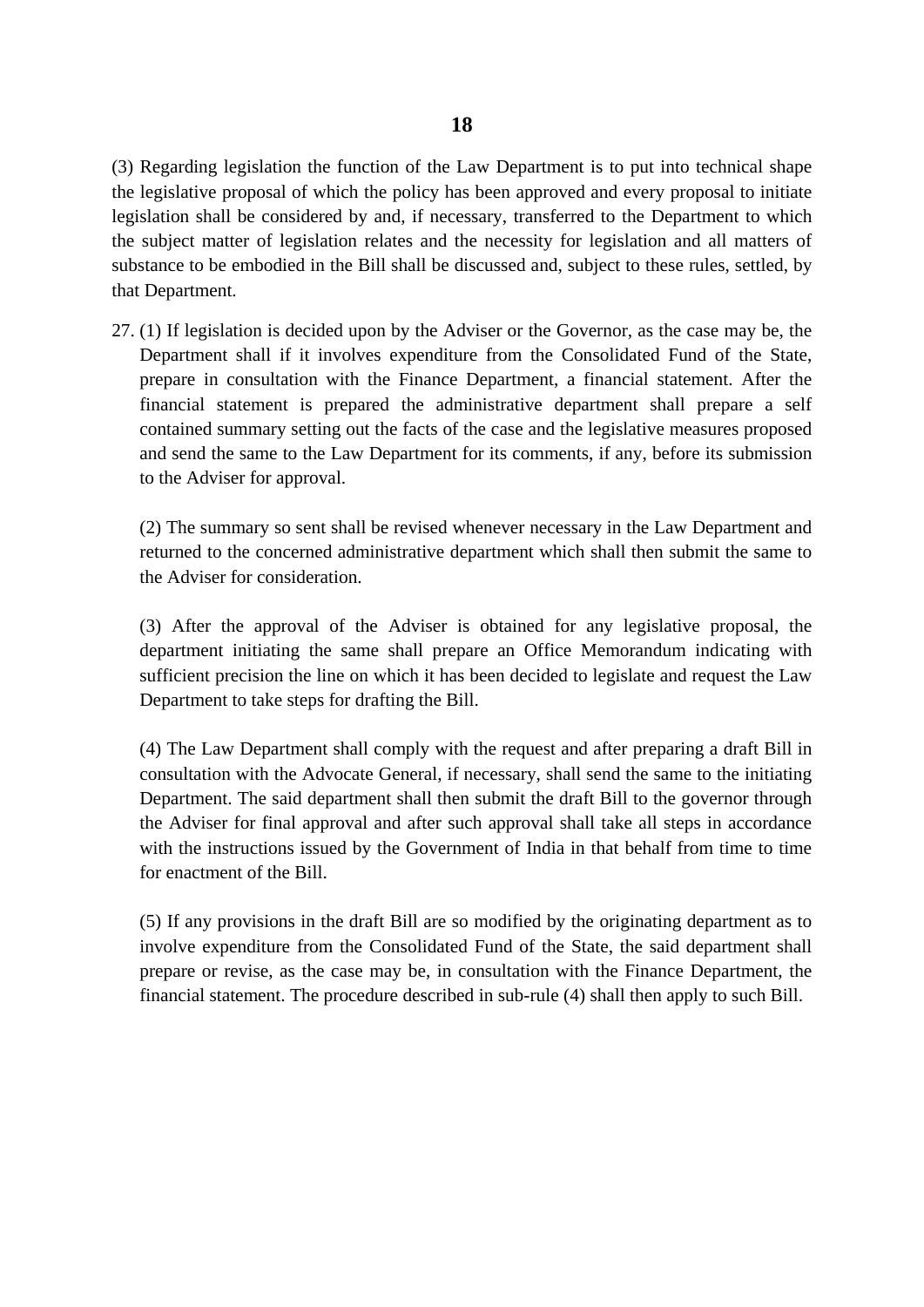(3) Regarding legislation the function of the Law Department is to put into technical shape the legislative proposal of which the policy has been approved and every proposal to initiate legislation shall be considered by and, if necessary, transferred to the Department to which the subject matter of legislation relates and the necessity for legislation and all matters of substance to be embodied in the Bill shall be discussed and, subject to these rules, settled, by that Department.

27. (1) If legislation is decided upon by the Adviser or the Governor, as the case may be, the Department shall if it involves expenditure from the Consolidated Fund of the State, prepare in consultation with the Finance Department, a financial statement. After the financial statement is prepared the administrative department shall prepare a self contained summary setting out the facts of the case and the legislative measures proposed and send the same to the Law Department for its comments, if any, before its submission to the Adviser for approval.

    (2) The summary so sent shall be revised whenever necessary in the Law Department and returned to the concerned administrative department which shall then submit the same to the Adviser for consideration.

    (3) After the approval of the Adviser is obtained for any legislative proposal, the department initiating the same shall prepare an Office Memorandum indicating with sufficient precision the line on which it has been decided to legislate and request the Law Department to take steps for drafting the Bill.

    (4) The Law Department shall comply with the request and after preparing a draft Bill in consultation with the Advocate General, if necessary, shall send the same to the initiating Department. The said department shall then submit the draft Bill to the governor through the Adviser for final approval and after such approval shall take all steps in accordance with the instructions issued by the Government of India in that behalf from time to time for enactment of the Bill.

    (5) If any provisions in the draft Bill are so modified by the originating department as to involve expenditure from the Consolidated Fund of the State, the said department shall prepare or revise, as the case may be, in consultation with the Finance Department, the financial statement. The procedure described in sub-rule (4) shall then apply to such Bill.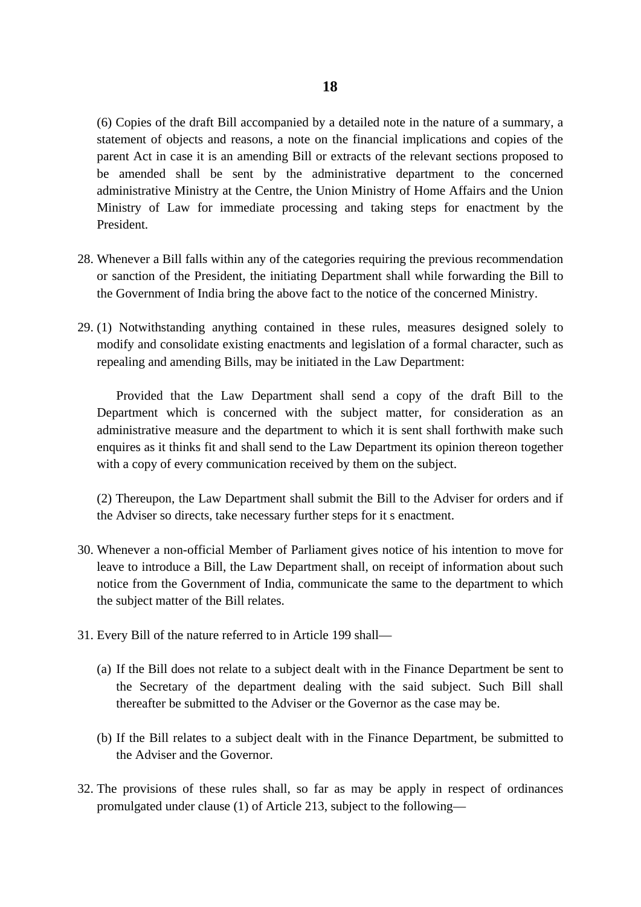(6) Copies of the draft Bill accompanied by a detailed note in the nature of a summary, a statement of objects and reasons, a note on the financial implications and copies of the parent Act in case it is an amending Bill or extracts of the relevant sections proposed to be amended shall be sent by the administrative department to the concerned administrative Ministry at the Centre, the Union Ministry of Home Affairs and the Union Ministry of Law for immediate processing and taking steps for enactment by the President.

28. Whenever a Bill falls within any of the categories requiring the previous recommendation or sanction of the President, the initiating Department shall while forwarding the Bill to the Government of India bring the above fact to the notice of the concerned Ministry.

29. (1) Notwithstanding anything contained in these rules, measures designed solely to modify and consolidate existing enactments and legislation of a formal character, such as repealing and amending Bills, may be initiated in the Law Department:

    Provided that the Law Department shall send a copy of the draft Bill to the Department which is concerned with the subject matter, for consideration as an administrative measure and the department to which it is sent shall forthwith make such enquires as it thinks fit and shall send to the Law Department its opinion thereon together with a copy of every communication received by them on the subject.

    (2) Thereupon, the Law Department shall submit the Bill to the Adviser for orders and if the Adviser so directs, take necessary further steps for it s enactment.

30. Whenever a non-official Member of Parliament gives notice of his intention to move for leave to introduce a Bill, the Law Department shall, on receipt of information about such notice from the Government of India, communicate the same to the department to which the subject matter of the Bill relates.

31. Every Bill of the nature referred to in Article 199 shall—

    (a) If the Bill does not relate to a subject dealt with in the Finance Department be sent to the Secretary of the department dealing with the said subject. Such Bill shall thereafter be submitted to the Adviser or the Governor as the case may be.

    (b) If the Bill relates to a subject dealt with in the Finance Department, be submitted to the Adviser and the Governor.

32. The provisions of these rules shall, so far as may be apply in respect of ordinances promulgated under clause (1) of Article 213, subject to the following—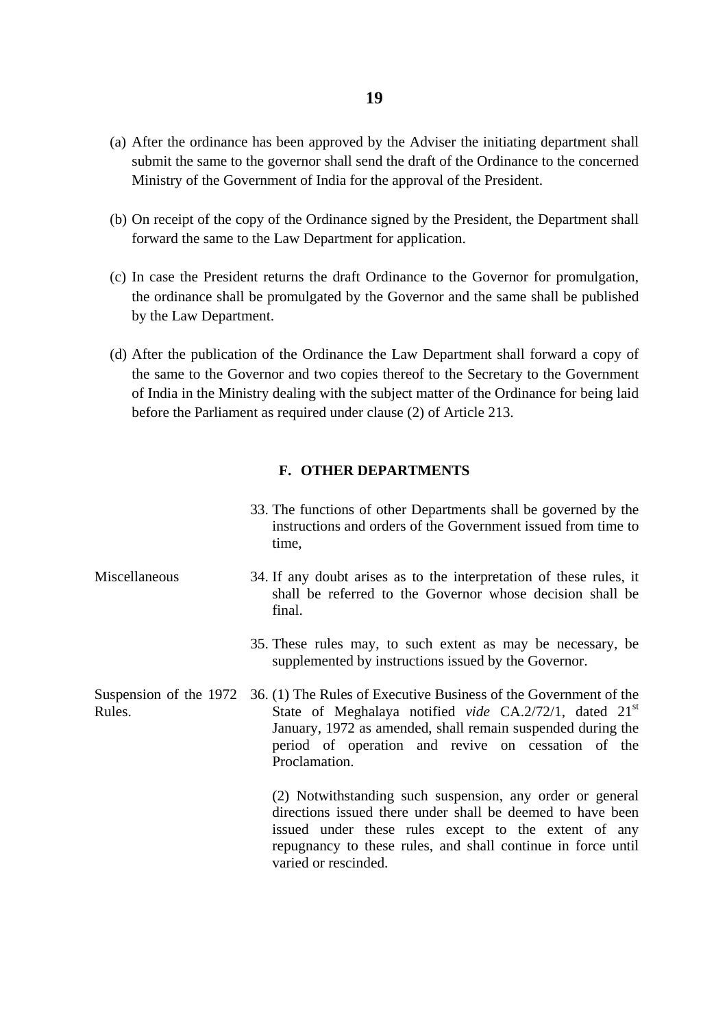(a) After the ordinance has been approved by the Adviser the initiating department shall submit the same to the governor shall send the draft of the Ordinance to the concerned Ministry of the Government of India for the approval of the President.

(b) On receipt of the copy of the Ordinance signed by the President, the Department shall forward the same to the Law Department for application.

(c) In case the President returns the draft Ordinance to the Governor for promulgation, the ordinance shall be promulgated by the Governor and the same shall be published by the Law Department.

(d) After the publication of the Ordinance the Law Department shall forward a copy of the same to the Governor and two copies thereof to the Secretary to the Government of India in the Ministry dealing with the subject matter of the Ordinance for being laid before the Parliament as required under clause (2) of Article 213.

## F. OTHER DEPARTMENTS

33. The functions of other Departments shall be governed by the instructions and orders of the Government issued from time to time,

**Miscellaneous**

34. If any doubt arises as to the interpretation of these rules, it shall be referred to the Governor whose decision shall be final.

35. These rules may, to such extent as may be necessary, be supplemented by instructions issued by the Governor.

**Suspension of the 1972 Rules.**

36. (1) The Rules of Executive Business of the Government of the State of Meghalaya notified *vide* CA.2/72/1, dated 21st January, 1972 as amended, shall remain suspended during the period of operation and revive on cessation of the Proclamation.

(2) Notwithstanding such suspension, any order or general directions issued there under shall be deemed to have been issued under these rules except to the extent of any repugnancy to these rules, and shall continue in force until varied or rescinded.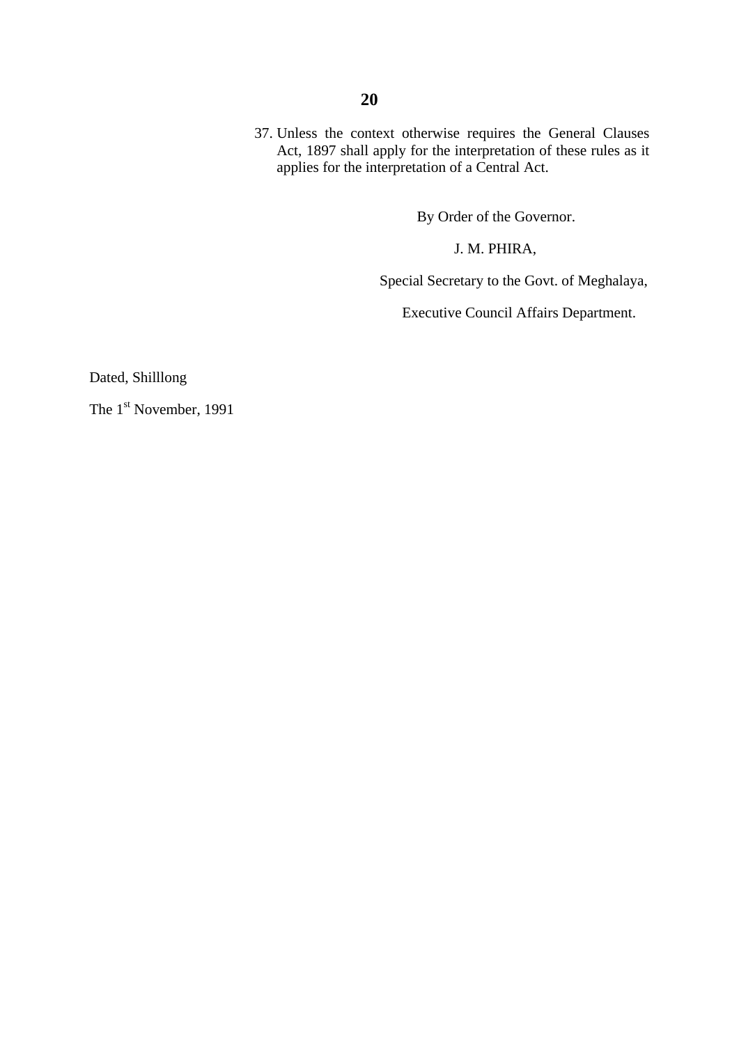37. Unless the context otherwise requires the General Clauses Act, 1897 shall apply for the interpretation of these rules as it applies for the interpretation of a Central Act.

By Order of the Governor.

J. M. PHIRA,

Special Secretary to the Govt. of Meghalaya,

Executive Council Affairs Department.

Dated, Shilllong

The 1st November, 1991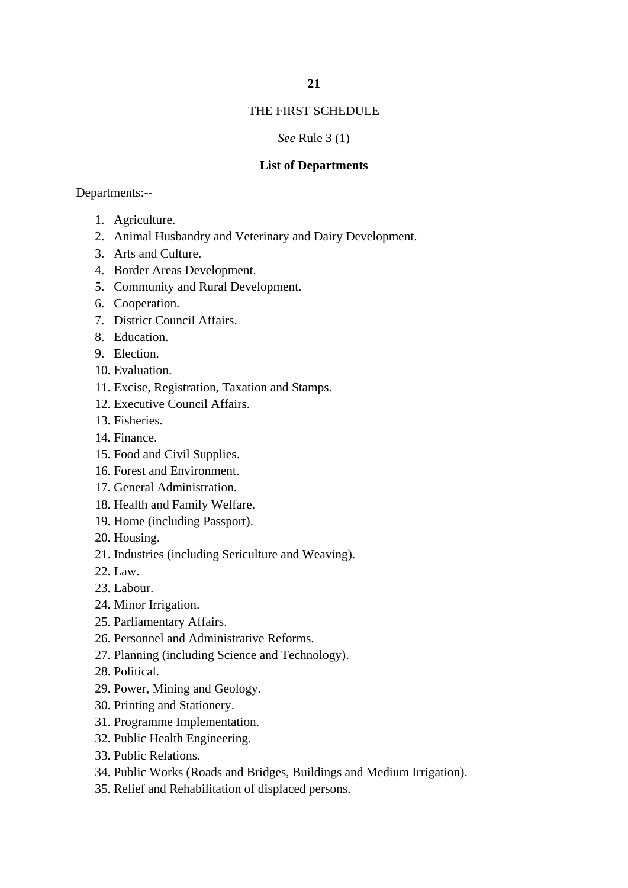THE FIRST SCHEDULE

*See* Rule 3 (1)

**List of Departments**

Departments:--

1. Agriculture.
2. Animal Husbandry and Veterinary and Dairy Development.
3. Arts and Culture.
4. Border Areas Development.
5. Community and Rural Development.
6. Cooperation.
7. District Council Affairs.
8. Education.
9. Election.
10. Evaluation.
11. Excise, Registration, Taxation and Stamps.
12. Executive Council Affairs.
13. Fisheries.
14. Finance.
15. Food and Civil Supplies.
16. Forest and Environment.
17. General Administration.
18. Health and Family Welfare.
19. Home (including Passport).
20. Housing.
21. Industries (including Sericulture and Weaving).
22. Law.
23. Labour.
24. Minor Irrigation.
25. Parliamentary Affairs.
26. Personnel and Administrative Reforms.
27. Planning (including Science and Technology).
28. Political.
29. Power, Mining and Geology.
30. Printing and Stationery.
31. Programme Implementation.
32. Public Health Engineering.
33. Public Relations.
34. Public Works (Roads and Bridges, Buildings and Medium Irrigation).
35. Relief and Rehabilitation of displaced persons.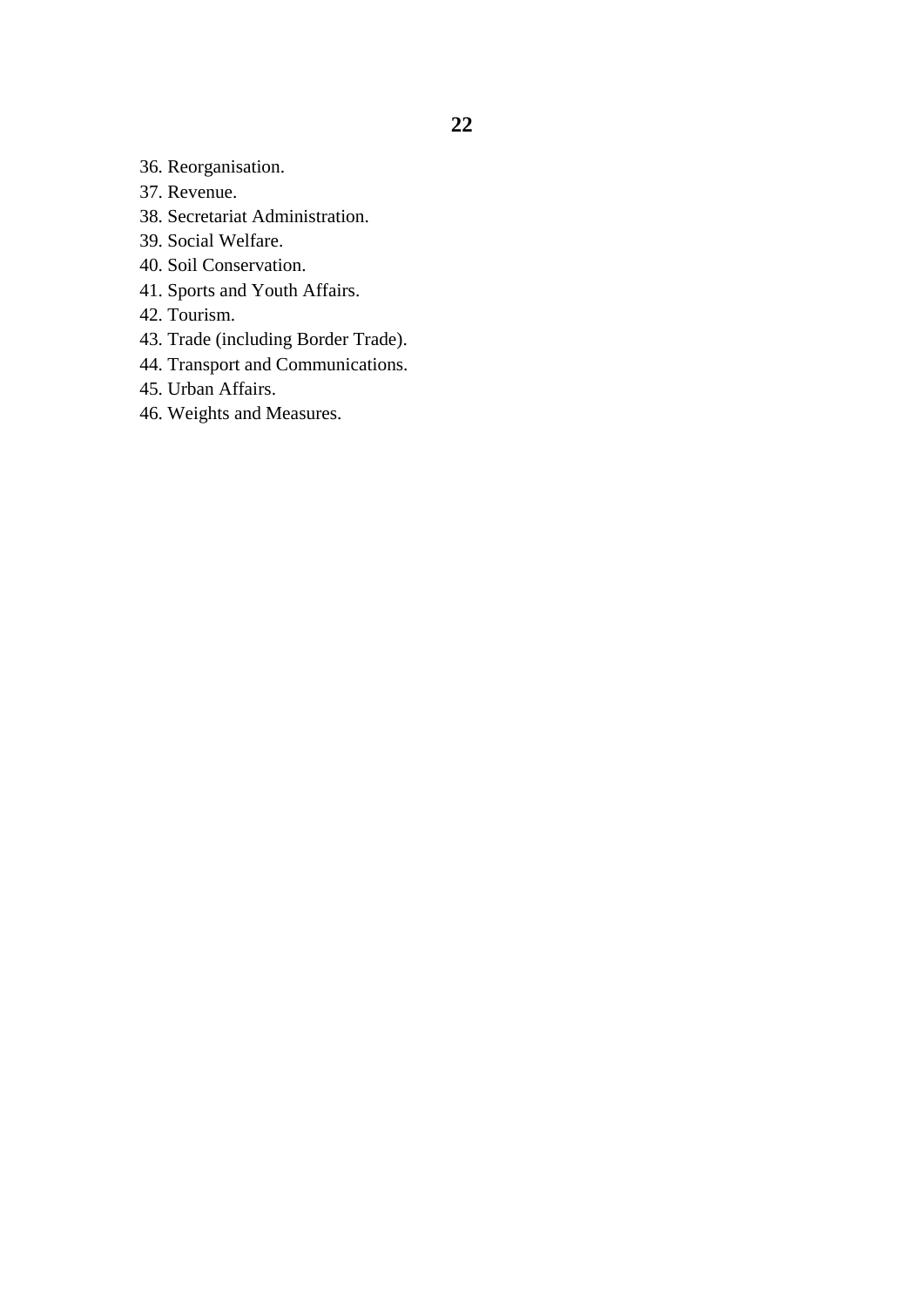36. Reorganisation.
37. Revenue.
38. Secretariat Administration.
39. Social Welfare.
40. Soil Conservation.
41. Sports and Youth Affairs.
42. Tourism.
43. Trade (including Border Trade).
44. Transport and Communications.
45. Urban Affairs.
46. Weights and Measures.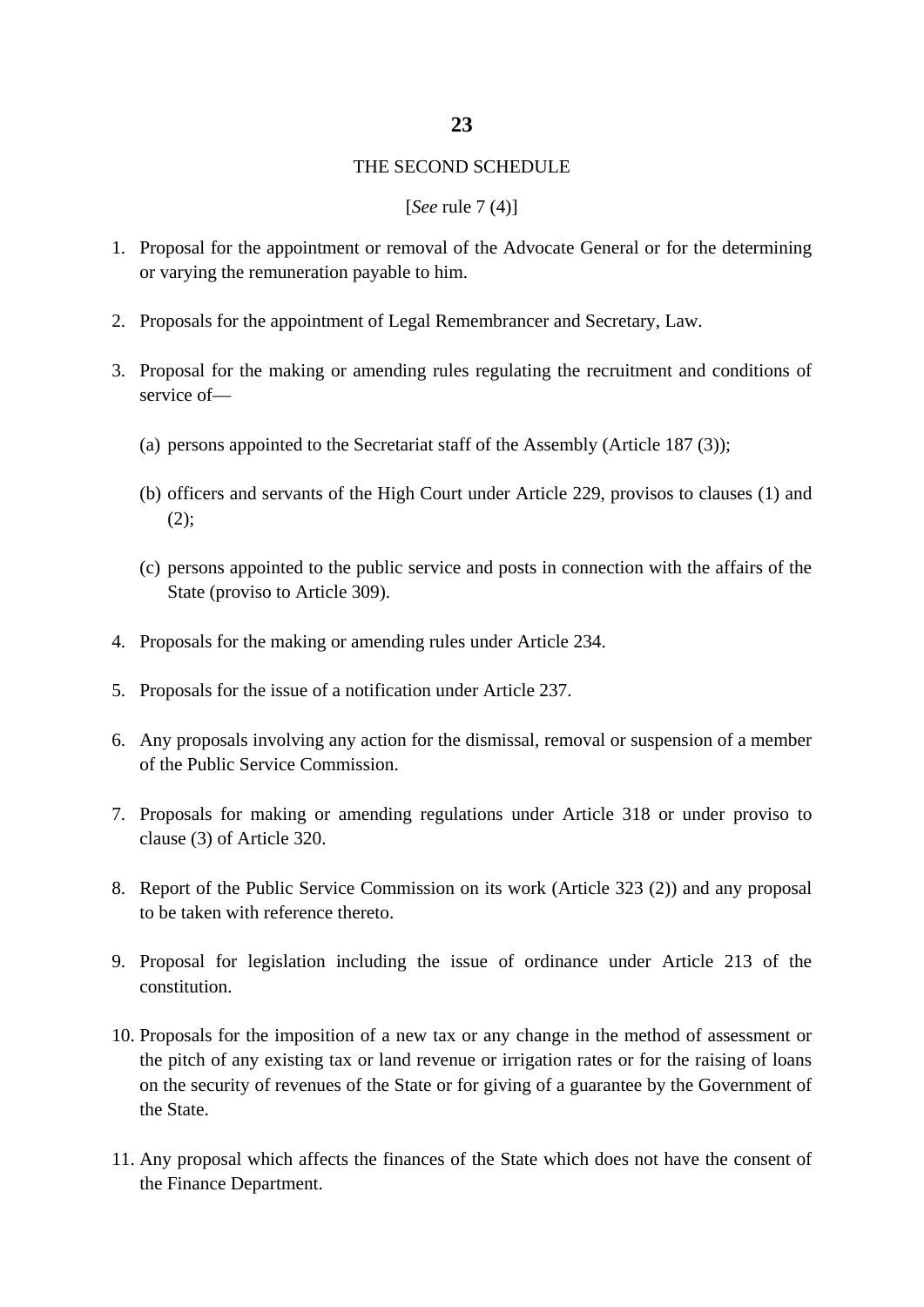## THE SECOND SCHEDULE

[*See* rule 7 (4)]

1. Proposal for the appointment or removal of the Advocate General or for the determining or varying the remuneration payable to him.

2. Proposals for the appointment of Legal Remembrancer and Secretary, Law.

3. Proposal for the making or amending rules regulating the recruitment and conditions of service of—

   (a) persons appointed to the Secretariat staff of the Assembly (Article 187 (3));

   (b) officers and servants of the High Court under Article 229, provisos to clauses (1) and (2);

   (c) persons appointed to the public service and posts in connection with the affairs of the State (proviso to Article 309).

4. Proposals for the making or amending rules under Article 234.

5. Proposals for the issue of a notification under Article 237.

6. Any proposals involving any action for the dismissal, removal or suspension of a member of the Public Service Commission.

7. Proposals for making or amending regulations under Article 318 or under proviso to clause (3) of Article 320.

8. Report of the Public Service Commission on its work (Article 323 (2)) and any proposal to be taken with reference thereto.

9. Proposal for legislation including the issue of ordinance under Article 213 of the constitution.

10. Proposals for the imposition of a new tax or any change in the method of assessment or the pitch of any existing tax or land revenue or irrigation rates or for the raising of loans on the security of revenues of the State or for giving of a guarantee by the Government of the State.

11. Any proposal which affects the finances of the State which does not have the consent of the Finance Department.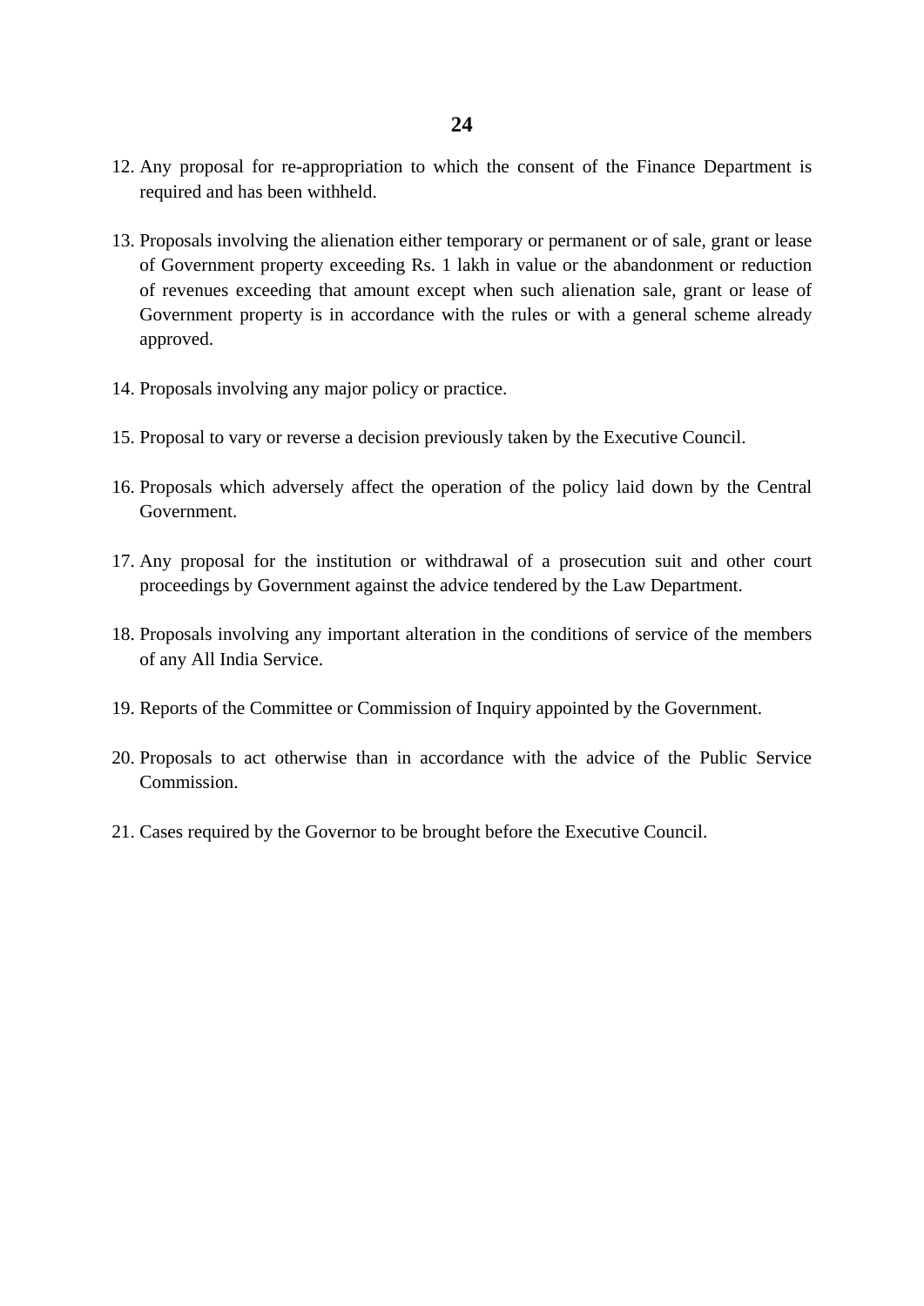12. Any proposal for re-appropriation to which the consent of the Finance Department is required and has been withheld.

13. Proposals involving the alienation either temporary or permanent or of sale, grant or lease of Government property exceeding Rs. 1 lakh in value or the abandonment or reduction of revenues exceeding that amount except when such alienation sale, grant or lease of Government property is in accordance with the rules or with a general scheme already approved.

14. Proposals involving any major policy or practice.

15. Proposal to vary or reverse a decision previously taken by the Executive Council.

16. Proposals which adversely affect the operation of the policy laid down by the Central Government.

17. Any proposal for the institution or withdrawal of a prosecution suit and other court proceedings by Government against the advice tendered by the Law Department.

18. Proposals involving any important alteration in the conditions of service of the members of any All India Service.

19. Reports of the Committee or Commission of Inquiry appointed by the Government.

20. Proposals to act otherwise than in accordance with the advice of the Public Service Commission.

21. Cases required by the Governor to be brought before the Executive Council.